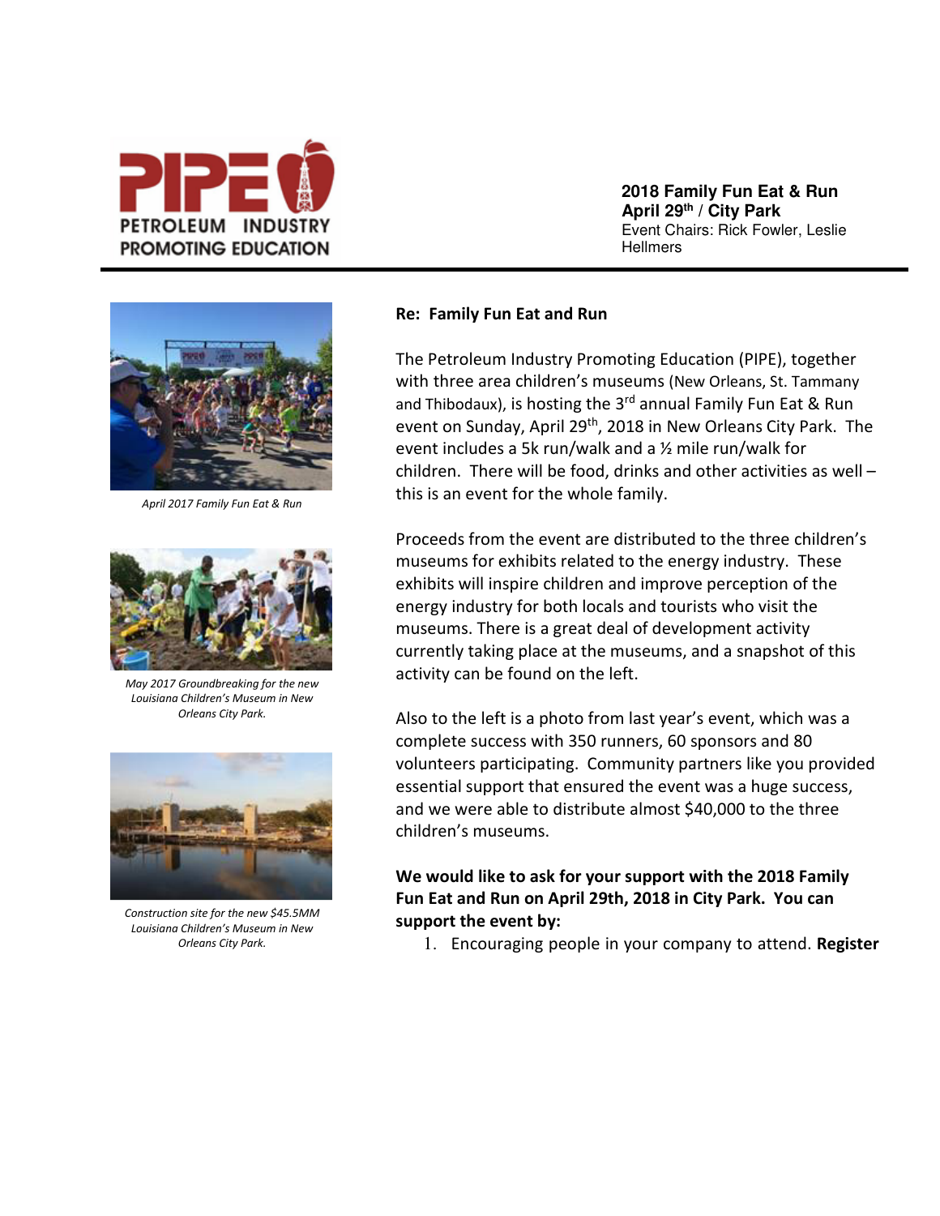PIPE

PETROLEUM INDUSTRY PROMOTING EDUCATION

**2018 Family Fun Eat & Run**
**April 29th / City Park**
Event Chairs: Rick Fowler, Leslie Hellmers

**Re: Family Fun Eat and Run**

The Petroleum Industry Promoting Education (PIPE), together with three area children's museums (New Orleans, St. Tammany and Thibodaux), is hosting the 3rd annual Family Fun Eat & Run event on Sunday, April 29th, 2018 in New Orleans City Park. The event includes a 5k run/walk and a ½ mile run/walk for children. There will be food, drinks and other activities as well – this is an event for the whole family.

Proceeds from the event are distributed to the three children's museums for exhibits related to the energy industry. These exhibits will inspire children and improve perception of the energy industry for both locals and tourists who visit the museums. There is a great deal of development activity currently taking place at the museums, and a snapshot of this activity can be found on the left.

Also to the left is a photo from last year's event, which was a complete success with 350 runners, 60 sponsors and 80 volunteers participating. Community partners like you provided essential support that ensured the event was a huge success, and we were able to distribute almost $40,000 to the three children's museums.

*April 2017 Family Fun Eat & Run*

*May 2017 Groundbreaking for the new Louisiana Children's Museum in New Orleans City Park.*

*Construction site for the new $45.5MM Louisiana Children's Museum in New Orleans City Park.*

**We would like to ask for your support with the 2018 Family Fun Eat and Run on April 29th, 2018 in City Park. You can support the event by:**

1. Encouraging people in your company to attend. **Register**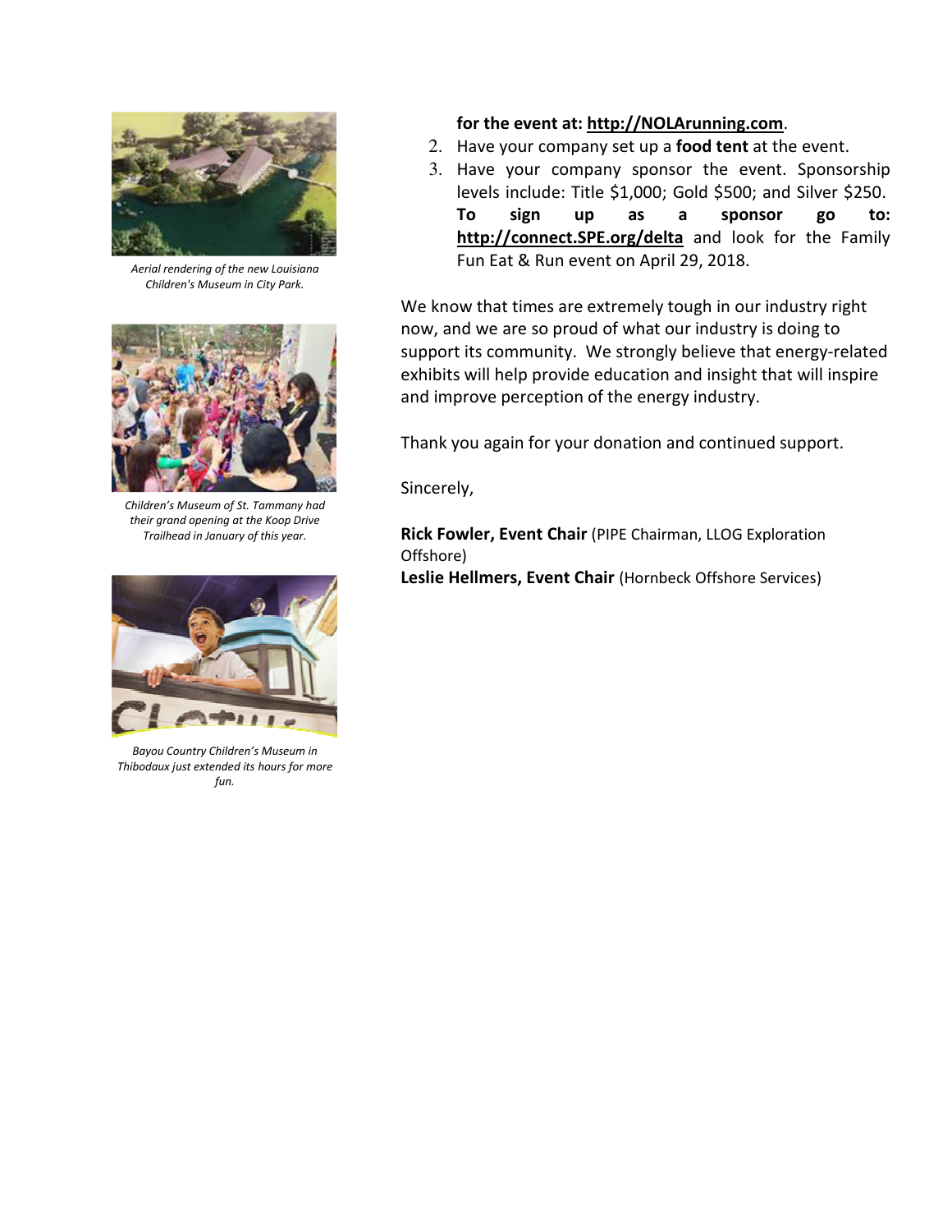Aerial rendering of the new Louisiana Children's Museum in City Park.

Children's Museum of St. Tammany had their grand opening at the Koop Drive Trailhead in January of this year.

Bayou Country Children's Museum in Thibodaux just extended its hours for more fun.

**for the event at: http://NOLArunning.com**.

2. Have your company set up a **food tent** at the event.
3. Have your company sponsor the event. Sponsorship levels include: Title $1,000; Gold $500; and Silver $250. **To sign up as a sponsor go to: http://connect.SPE.org/delta** and look for the Family Fun Eat & Run event on April 29, 2018.

We know that times are extremely tough in our industry right now, and we are so proud of what our industry is doing to support its community. We strongly believe that energy-related exhibits will help provide education and insight that will inspire and improve perception of the energy industry.

Thank you again for your donation and continued support.

Sincerely,

**Rick Fowler, Event Chair** (PIPE Chairman, LLOG Exploration Offshore)
**Leslie Hellmers, Event Chair** (Hornbeck Offshore Services)